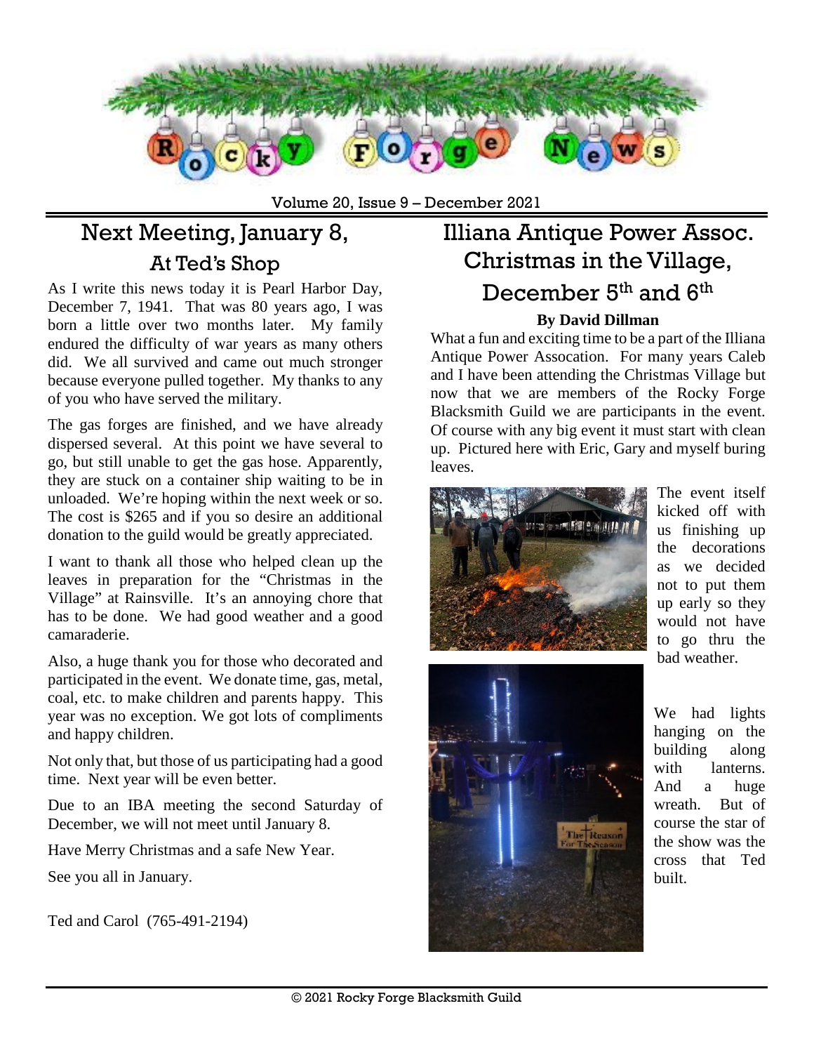# Rocky Forge News

Volume 20, Issue 9 – December 2021

## Next Meeting, January 8, At Ted's Shop

As I write this news today it is Pearl Harbor Day, December 7, 1941. That was 80 years ago, I was born a little over two months later. My family endured the difficulty of war years as many others did. We all survived and came out much stronger because everyone pulled together. My thanks to any of you who have served the military.

The gas forges are finished, and we have already dispersed several. At this point we have several to go, but still unable to get the gas hose. Apparently, they are stuck on a container ship waiting to be in unloaded. We're hoping within the next week or so. The cost is $265 and if you so desire an additional donation to the guild would be greatly appreciated.

I want to thank all those who helped clean up the leaves in preparation for the "Christmas in the Village" at Rainsville. It's an annoying chore that has to be done. We had good weather and a good camaraderie.

Also, a huge thank you for those who decorated and participated in the event. We donate time, gas, metal, coal, etc. to make children and parents happy. This year was no exception. We got lots of compliments and happy children.

Not only that, but those of us participating had a good time. Next year will be even better.

Due to an IBA meeting the second Saturday of December, we will not meet until January 8.

Have Merry Christmas and a safe New Year.

See you all in January.

Ted and Carol (765-491-2194)

## Illiana Antique Power Assoc. Christmas in the Village, December 5th and 6th

**By David Dillman**

What a fun and exciting time to be a part of the Illiana Antique Power Assocation. For many years Caleb and I have been attending the Christmas Village but now that we are members of the Rocky Forge Blacksmith Guild we are participants in the event. Of course with any big event it must start with clean up. Pictured here with Eric, Gary and myself buring leaves.

The event itself kicked off with us finishing up the decorations as we decided not to put them up early so they would not have to go thru the bad weather.

We had lights hanging on the building along with lanterns. And a huge wreath. But of course the star of the show was the cross that Ted built.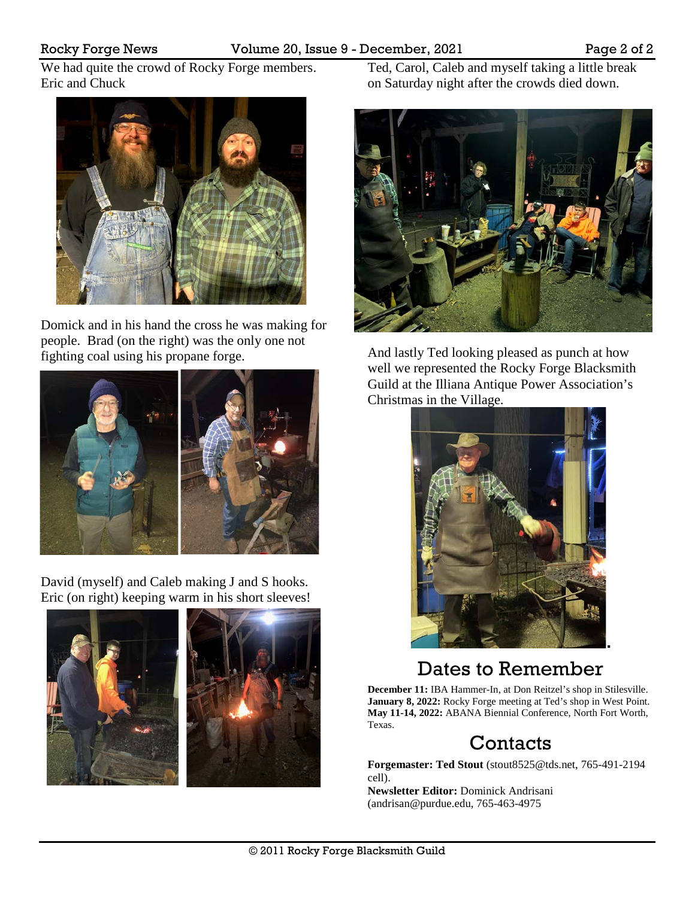We had quite the crowd of Rocky Forge members. Eric and Chuck

Domick and in his hand the cross he was making for people. Brad (on the right) was the only one not fighting coal using his propane forge.

David (myself) and Caleb making J and S hooks. Eric (on right) keeping warm in his short sleeves!

Ted, Carol, Caleb and myself taking a little break on Saturday night after the crowds died down.

And lastly Ted looking pleased as punch at how well we represented the Rocky Forge Blacksmith Guild at the Illiana Antique Power Association's Christmas in the Village.

## Dates to Remember

**December 11:** IBA Hammer-In, at Don Reitzel's shop in Stilesville.
**January 8, 2022:** Rocky Forge meeting at Ted's shop in West Point.
**May 11-14, 2022:** ABANA Biennial Conference, North Fort Worth, Texas.

## Contacts

**Forgemaster: Ted Stout** (stout8525@tds.net, 765-491-2194 cell).
**Newsletter Editor:** Dominick Andrisani (andrisan@purdue.edu, 765-463-4975

© 2011 Rocky Forge Blacksmith Guild